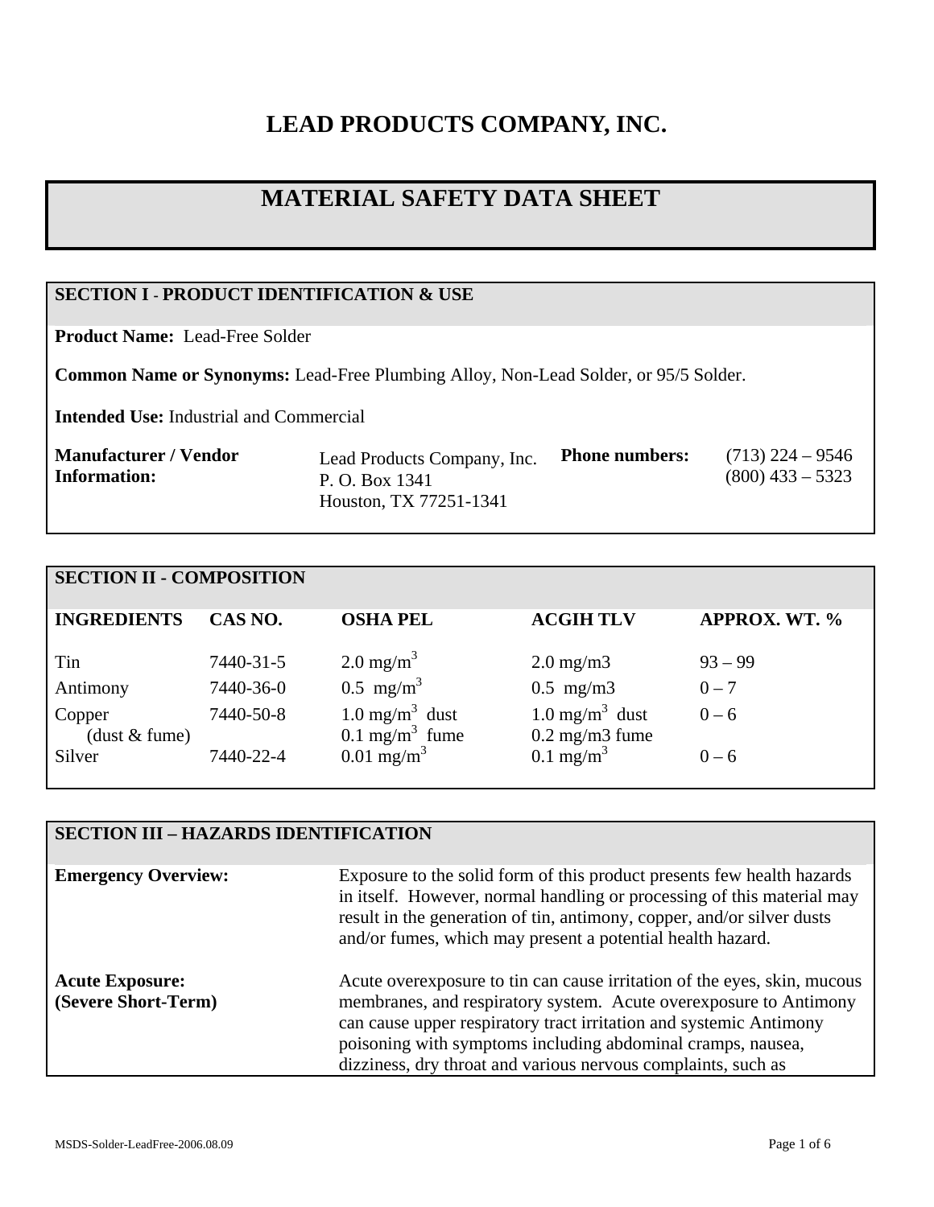# LEAD PRODUCTS COMPANY, INC.

## MATERIAL SAFETY DATA SHEET

### SECTION I - PRODUCT IDENTIFICATION & USE

**Product Name:** Lead-Free Solder

**Common Name or Synonyms:** Lead-Free Plumbing Alloy, Non-Lead Solder, or 95/5 Solder.

**Intended Use:** Industrial and Commercial

| | | | |
|---|---|---|---|
| **Manufacturer / Vendor Information:** | Lead Products Company, Inc.<br>P. O. Box 1341<br>Houston, TX 77251-1341 | **Phone numbers:** | (713) 224 – 9546<br>(800) 433 – 5323 |

### SECTION II - COMPOSITION

| INGREDIENTS | CAS NO. | OSHA PEL | ACGIH TLV | APPROX. WT. % |
|---|---|---|---|---|
| Tin | 7440-31-5 | 2.0 $mg/m^3$ | 2.0 mg/m3 | 93 – 99 |
| Antimony | 7440-36-0 | 0.5 $mg/m^3$ | 0.5 mg/m3 | 0 – 7 |
| Copper (dust & fume) | 7440-50-8 | 1.0 $mg/m^3$ dust<br>0.1 $mg/m^3$ fume | 1.0 $mg/m^3$ dust<br>0.2 mg/m3 fume | 0 – 6 |
| Silver | 7440-22-4 | 0.01 $mg/m^3$ | 0.1 $mg/m^3$ | 0 – 6 |

### SECTION III – HAZARDS IDENTIFICATION

**Emergency Overview:** Exposure to the solid form of this product presents few health hazards in itself. However, normal handling or processing of this material may result in the generation of tin, antimony, copper, and/or silver dusts and/or fumes, which may present a potential health hazard.

**Acute Exposure: (Severe Short-Term)** Acute overexposure to tin can cause irritation of the eyes, skin, mucous membranes, and respiratory system. Acute overexposure to Antimony can cause upper respiratory tract irritation and systemic Antimony poisoning with symptoms including abdominal cramps, nausea, dizziness, dry throat and various nervous complaints, such as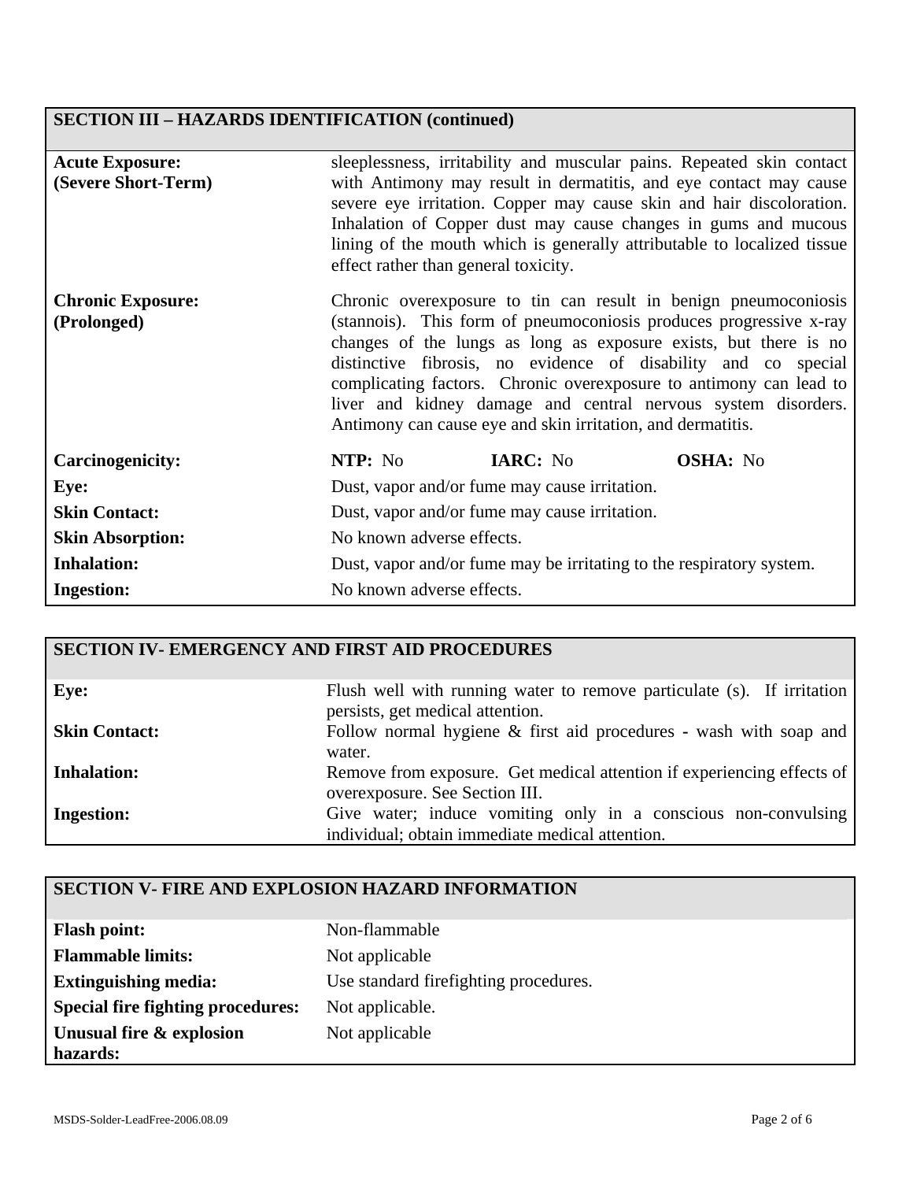## SECTION III – HAZARDS IDENTIFICATION (continued)

| | |
|---|---|
| **Acute Exposure: (Severe Short-Term)** | sleeplessness, irritability and muscular pains. Repeated skin contact with Antimony may result in dermatitis, and eye contact may cause severe eye irritation. Copper may cause skin and hair discoloration. Inhalation of Copper dust may cause changes in gums and mucous lining of the mouth which is generally attributable to localized tissue effect rather than general toxicity. |
| **Chronic Exposure: (Prolonged)** | Chronic overexposure to tin can result in benign pneumoconiosis (stannois). This form of pneumoconiosis produces progressive x-ray changes of the lungs as long as exposure exists, but there is no distinctive fibrosis, no evidence of disability and co special complicating factors. Chronic overexposure to antimony can lead to liver and kidney damage and central nervous system disorders. Antimony can cause eye and skin irritation, and dermatitis. |
| **Carcinogenicity:** | **NTP:** No **IARC:** No **OSHA:** No |
| **Eye:** | Dust, vapor and/or fume may cause irritation. |
| **Skin Contact:** | Dust, vapor and/or fume may cause irritation. |
| **Skin Absorption:** | No known adverse effects. |
| **Inhalation:** | Dust, vapor and/or fume may be irritating to the respiratory system. |
| **Ingestion:** | No known adverse effects. |

## SECTION IV- EMERGENCY AND FIRST AID PROCEDURES

| | |
|---|---|
| **Eye:** | Flush well with running water to remove particulate (s). If irritation persists, get medical attention. |
| **Skin Contact:** | Follow normal hygiene & first aid procedures - wash with soap and water. |
| **Inhalation:** | Remove from exposure. Get medical attention if experiencing effects of overexposure. See Section III. |
| **Ingestion:** | Give water; induce vomiting only in a conscious non-convulsing individual; obtain immediate medical attention. |

## SECTION V- FIRE AND EXPLOSION HAZARD INFORMATION

| | |
|---|---|
| **Flash point:** | Non-flammable |
| **Flammable limits:** | Not applicable |
| **Extinguishing media:** | Use standard firefighting procedures. |
| **Special fire fighting procedures:** | Not applicable. |
| **Unusual fire & explosion hazards:** | Not applicable |

MSDS-Solder-LeadFree-2006.08.09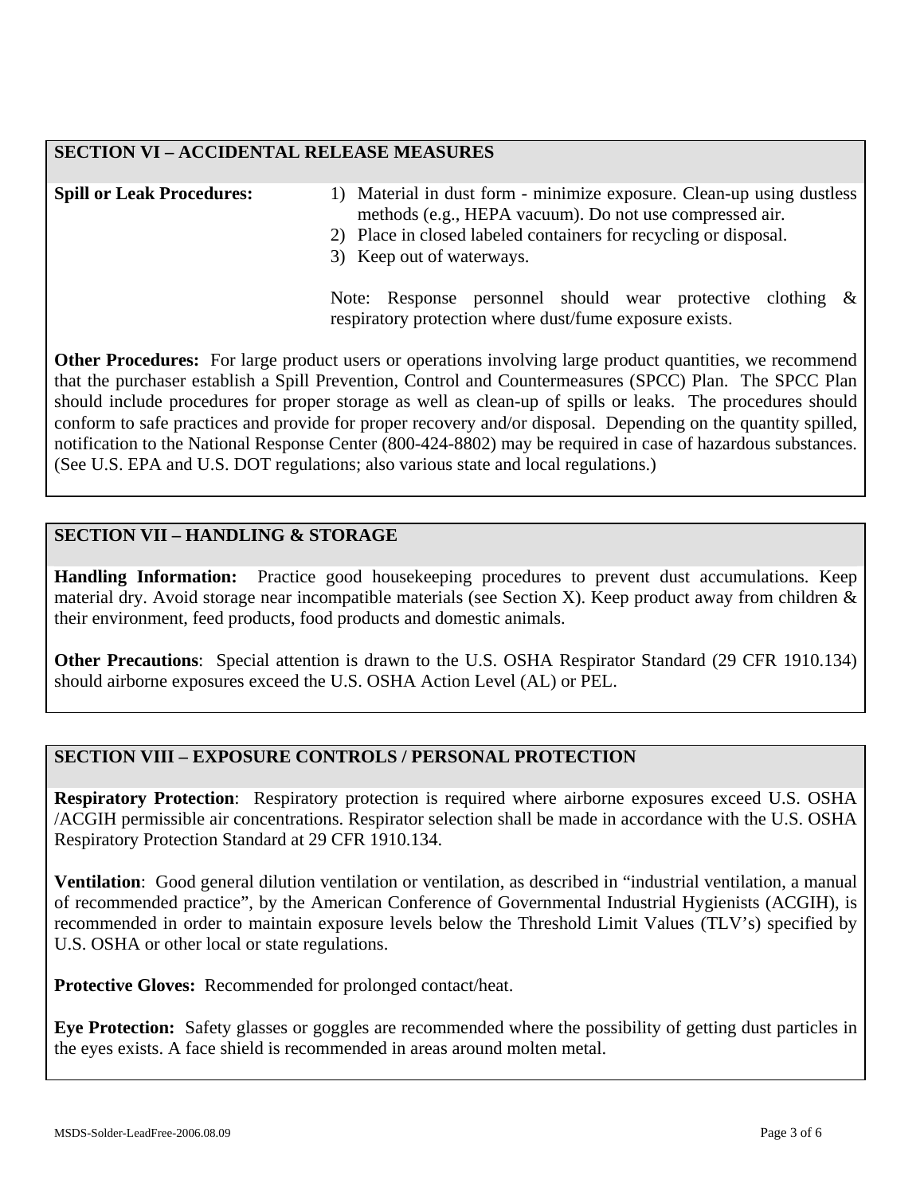## SECTION VI – ACCIDENTAL RELEASE MEASURES

**Spill or Leak Procedures:**

1) Material in dust form - minimize exposure. Clean-up using dustless methods (e.g., HEPA vacuum). Do not use compressed air.
2) Place in closed labeled containers for recycling or disposal.
3) Keep out of waterways.

Note: Response personnel should wear protective clothing & respiratory protection where dust/fume exposure exists.

**Other Procedures:** For large product users or operations involving large product quantities, we recommend that the purchaser establish a Spill Prevention, Control and Countermeasures (SPCC) Plan. The SPCC Plan should include procedures for proper storage as well as clean-up of spills or leaks. The procedures should conform to safe practices and provide for proper recovery and/or disposal. Depending on the quantity spilled, notification to the National Response Center (800-424-8802) may be required in case of hazardous substances. (See U.S. EPA and U.S. DOT regulations; also various state and local regulations.)

## SECTION VII – HANDLING & STORAGE

**Handling Information:** Practice good housekeeping procedures to prevent dust accumulations. Keep material dry. Avoid storage near incompatible materials (see Section X). Keep product away from children & their environment, feed products, food products and domestic animals.

**Other Precautions**: Special attention is drawn to the U.S. OSHA Respirator Standard (29 CFR 1910.134) should airborne exposures exceed the U.S. OSHA Action Level (AL) or PEL.

## SECTION VIII – EXPOSURE CONTROLS / PERSONAL PROTECTION

**Respiratory Protection**: Respiratory protection is required where airborne exposures exceed U.S. OSHA /ACGIH permissible air concentrations. Respirator selection shall be made in accordance with the U.S. OSHA Respiratory Protection Standard at 29 CFR 1910.134.

**Ventilation**: Good general dilution ventilation or ventilation, as described in "industrial ventilation, a manual of recommended practice", by the American Conference of Governmental Industrial Hygienists (ACGIH), is recommended in order to maintain exposure levels below the Threshold Limit Values (TLV's) specified by U.S. OSHA or other local or state regulations.

**Protective Gloves:** Recommended for prolonged contact/heat.

**Eye Protection:** Safety glasses or goggles are recommended where the possibility of getting dust particles in the eyes exists. A face shield is recommended in areas around molten metal.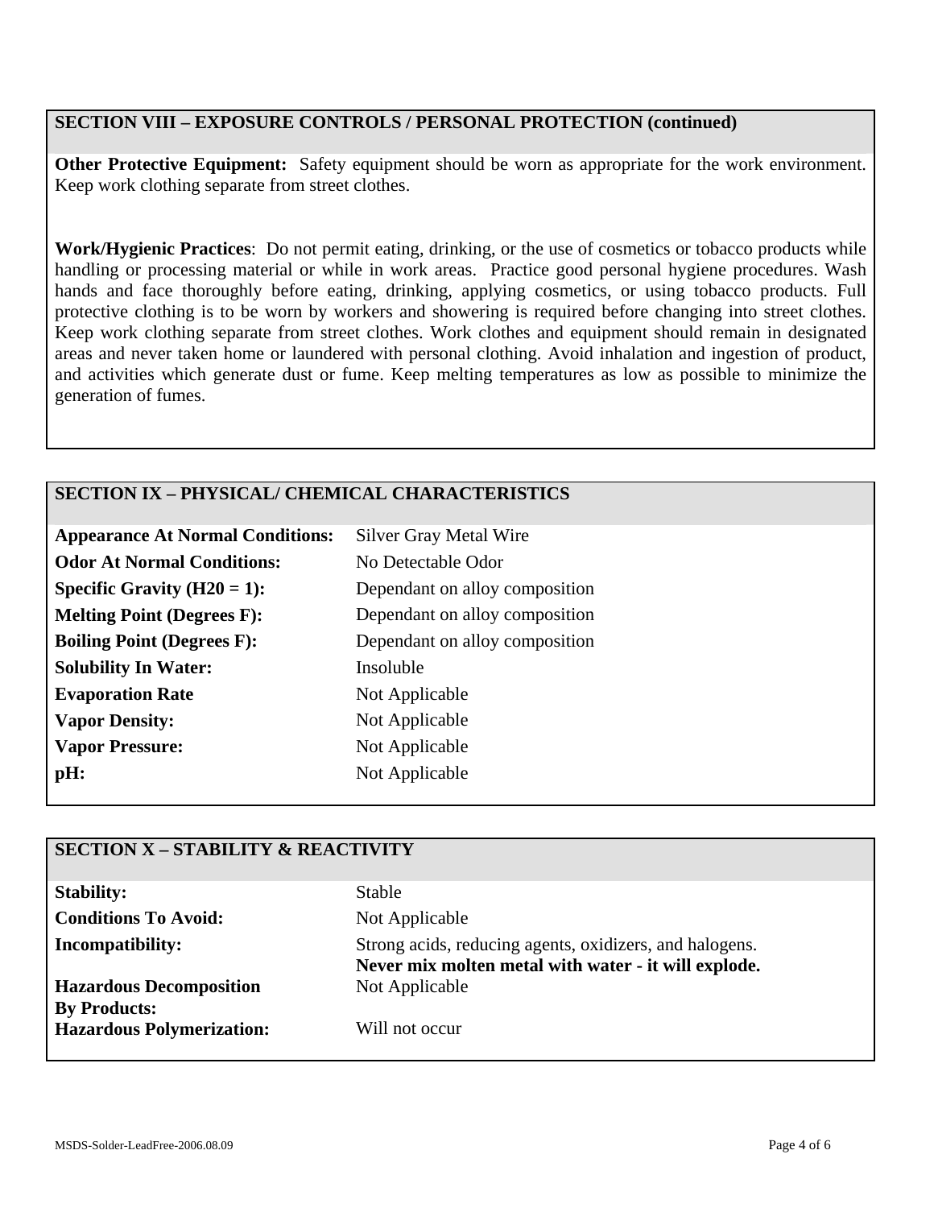## SECTION VIII – EXPOSURE CONTROLS / PERSONAL PROTECTION (continued)

**Other Protective Equipment:** Safety equipment should be worn as appropriate for the work environment. Keep work clothing separate from street clothes.

**Work/Hygienic Practices**: Do not permit eating, drinking, or the use of cosmetics or tobacco products while handling or processing material or while in work areas. Practice good personal hygiene procedures. Wash hands and face thoroughly before eating, drinking, applying cosmetics, or using tobacco products. Full protective clothing is to be worn by workers and showering is required before changing into street clothes. Keep work clothing separate from street clothes. Work clothes and equipment should remain in designated areas and never taken home or laundered with personal clothing. Avoid inhalation and ingestion of product, and activities which generate dust or fume. Keep melting temperatures as low as possible to minimize the generation of fumes.

## SECTION IX – PHYSICAL/ CHEMICAL CHARACTERISTICS

| | |
|---|---|
| **Appearance At Normal Conditions:** | Silver Gray Metal Wire |
| **Odor At Normal Conditions:** | No Detectable Odor |
| **Specific Gravity (H20 = 1):** | Dependant on alloy composition |
| **Melting Point (Degrees F):** | Dependant on alloy composition |
| **Boiling Point (Degrees F):** | Dependant on alloy composition |
| **Solubility In Water:** | Insoluble |
| **Evaporation Rate** | Not Applicable |
| **Vapor Density:** | Not Applicable |
| **Vapor Pressure:** | Not Applicable |
| **pH:** | Not Applicable |

## SECTION X – STABILITY & REACTIVITY

| | |
|---|---|
| **Stability:** | Stable |
| **Conditions To Avoid:** | Not Applicable |
| **Incompatibility:** | Strong acids, reducing agents, oxidizers, and halogens. **Never mix molten metal with water - it will explode.** |
| **Hazardous Decomposition By Products:** | Not Applicable |
| **Hazardous Polymerization:** | Will not occur |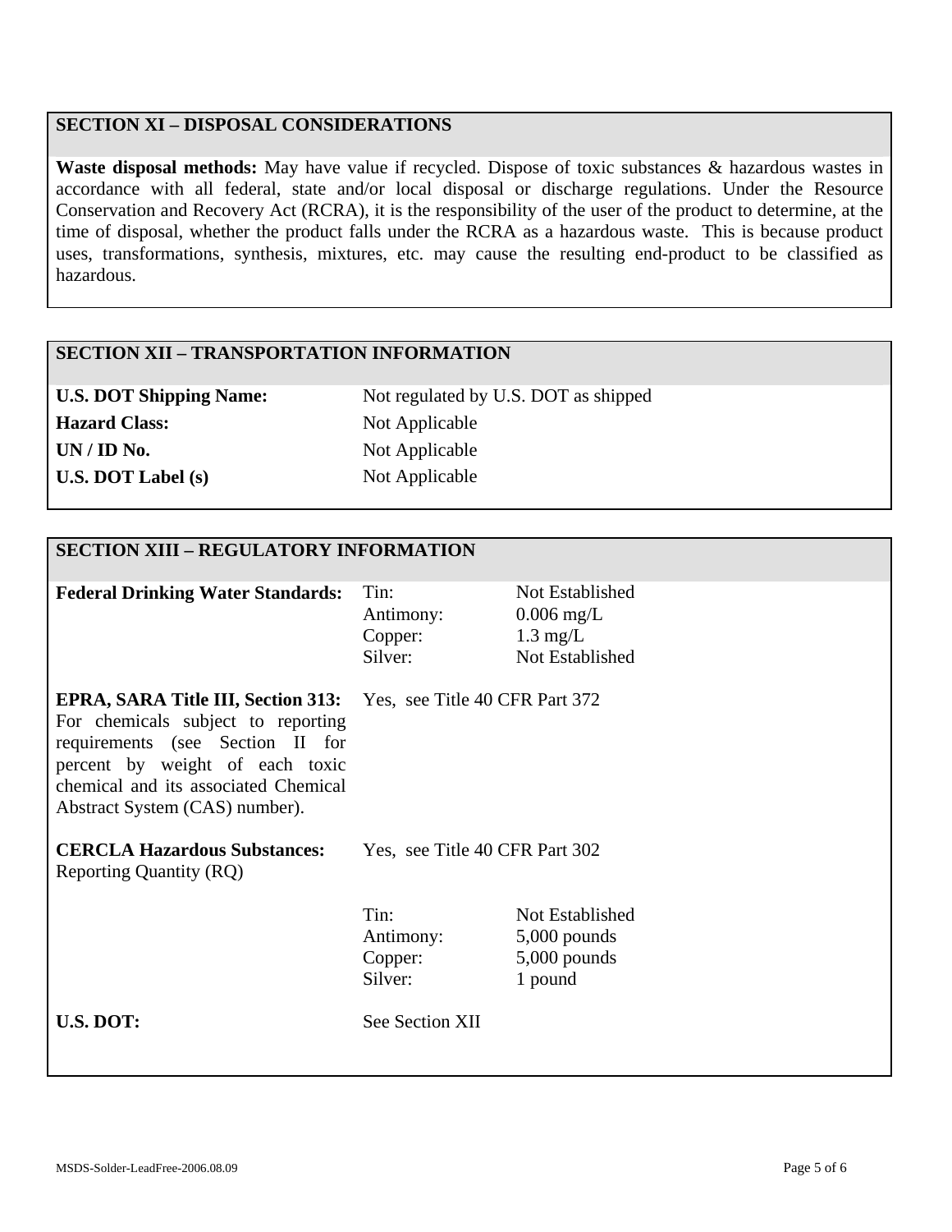## SECTION XI – DISPOSAL CONSIDERATIONS

**Waste disposal methods:** May have value if recycled. Dispose of toxic substances & hazardous wastes in accordance with all federal, state and/or local disposal or discharge regulations. Under the Resource Conservation and Recovery Act (RCRA), it is the responsibility of the user of the product to determine, at the time of disposal, whether the product falls under the RCRA as a hazardous waste. This is because product uses, transformations, synthesis, mixtures, etc. may cause the resulting end-product to be classified as hazardous.

## SECTION XII – TRANSPORTATION INFORMATION

| | |
|---|---|
| **U.S. DOT Shipping Name:** | Not regulated by U.S. DOT as shipped |
| **Hazard Class:** | Not Applicable |
| **UN / ID No.** | Not Applicable |
| **U.S. DOT Label (s)** | Not Applicable |

## SECTION XIII – REGULATORY INFORMATION

| | | |
|---|---|---|
| **Federal Drinking Water Standards:** | Tin: | Not Established |
| | Antimony: | 0.006 mg/L |
| | Copper: | 1.3 mg/L |
| | Silver: | Not Established |
| **EPRA, SARA Title III, Section 313:** For chemicals subject to reporting requirements (see Section II for percent by weight of each toxic chemical and its associated Chemical Abstract System (CAS) number). | Yes, see Title 40 CFR Part 372 | |
| **CERCLA Hazardous Substances:** Reporting Quantity (RQ) | Yes, see Title 40 CFR Part 302 | |
| | Tin: | Not Established |
| | Antimony: | 5,000 pounds |
| | Copper: | 5,000 pounds |
| | Silver: | 1 pound |
| **U.S. DOT:** | See Section XII | |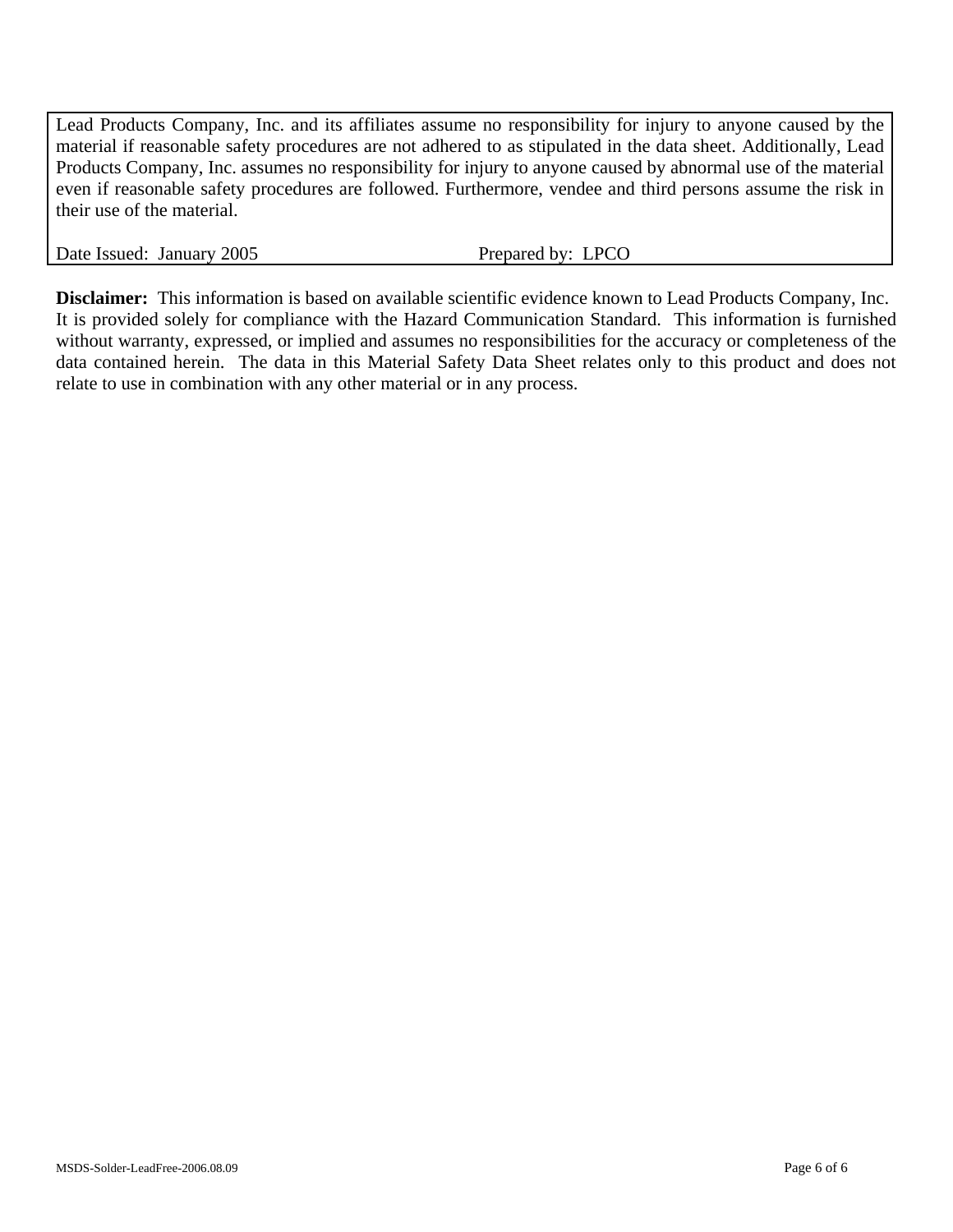Lead Products Company, Inc. and its affiliates assume no responsibility for injury to anyone caused by the material if reasonable safety procedures are not adhered to as stipulated in the data sheet. Additionally, Lead Products Company, Inc. assumes no responsibility for injury to anyone caused by abnormal use of the material even if reasonable safety procedures are followed. Furthermore, vendee and third persons assume the risk in their use of the material.

Date Issued: January 2005 Prepared by: LPCO

**Disclaimer:** This information is based on available scientific evidence known to Lead Products Company, Inc. It is provided solely for compliance with the Hazard Communication Standard. This information is furnished without warranty, expressed, or implied and assumes no responsibilities for the accuracy or completeness of the data contained herein. The data in this Material Safety Data Sheet relates only to this product and does not relate to use in combination with any other material or in any process.